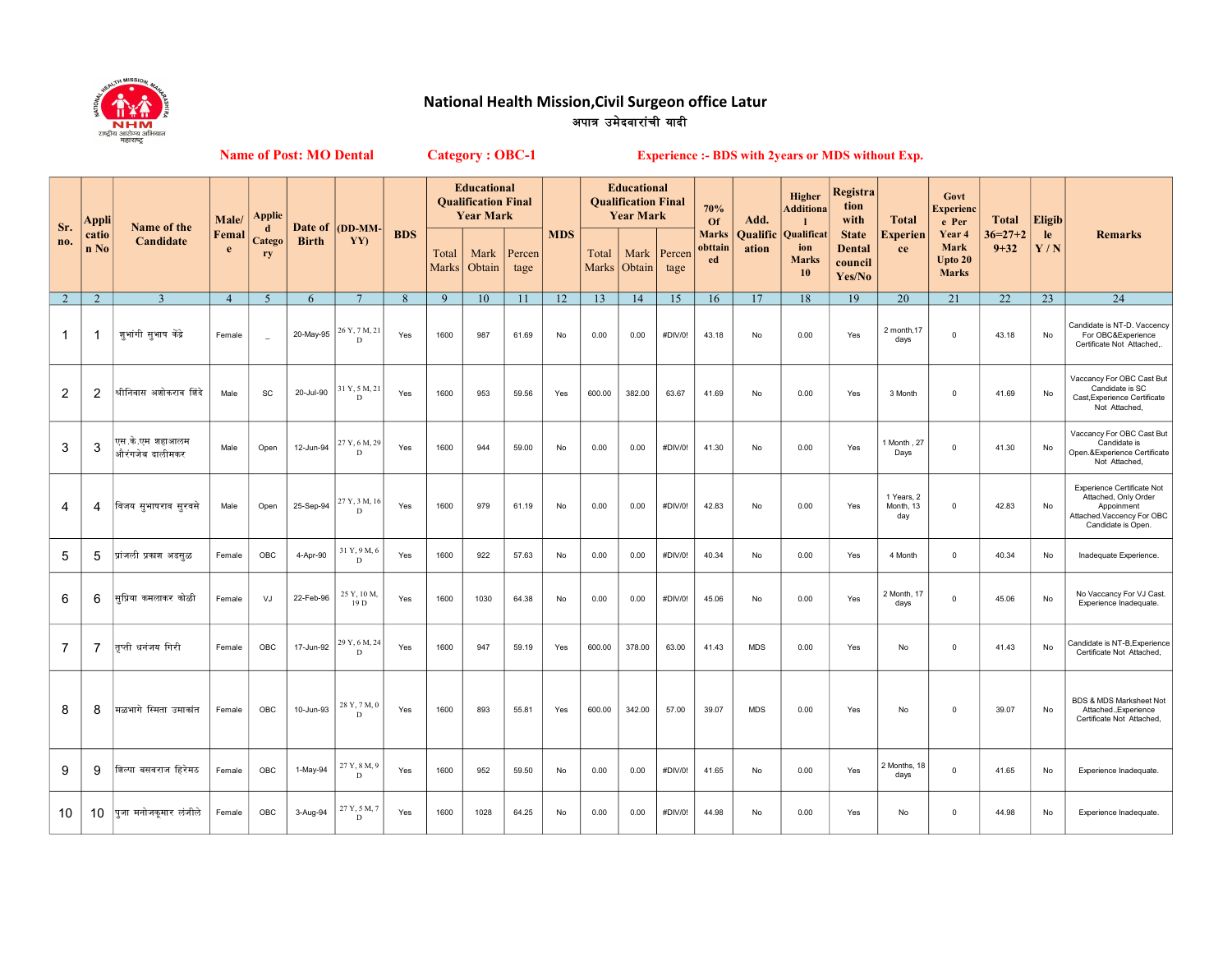# National Health Mission,Civil Surgeon office Latur

अपात्र उमेदवारांची यादी

**Name of Post: MO Dental** **Category : OBC-1** **Experience :- BDS with 2years or MDS without Exp.**

| Sr. no. | Application No | Name of the Candidate | Male/ Female | Applied Category | Date of Birth | (DD-MM-YY) | BDS | Educational Qualification Final Year Mark | | | MDS | Educational Qualification Final Year Mark | | | 70% Of Marks obttained | Add. Qualification | Higher Additional Qualification Marks 10 | Registration with State Dental council Yes/No | Total Experience | Govt Experience Per Year 4 Mark Upto 20 Marks | Total 36=27+29+32 | Eligible Y / N | Remarks |
|---|---|---|---|---|---|---|---|---|---|---|---|---|---|---|---|---|---|---|---|---|---|---|---|
| | | | | | | | | Total Marks | Mark Obtain | Percentage | | Total Marks | Mark Obtain | Percentage | | | | | | | | | |
| 2 | 2 | 3 | 4 | 5 | 6 | 7 | 8 | 9 | 10 | 11 | 12 | 13 | 14 | 15 | 16 | 17 | 18 | 19 | 20 | 21 | 22 | 23 | 24 |
| 1 | 1 | शुभांगी सुभाष केंद्रे | Female | _ | 20-May-95 | 26 Y, 7 M, 21 D | Yes | 1600 | 987 | 61.69 | No | 0.00 | 0.00 | #DIV/0! | 43.18 | No | 0.00 | Yes | 2 month,17 days | 0 | 43.18 | No | Candidate is NT-D. Vaccency For OBC&Experience Certificate Not Attached,. |
| 2 | 2 | श्रीनिवास अशोकराव शिंदे | Male | SC | 20-Jul-90 | 31 Y, 5 M, 21 D | Yes | 1600 | 953 | 59.56 | Yes | 600.00 | 382.00 | 63.67 | 41.69 | No | 0.00 | Yes | 3 Month | 0 | 41.69 | No | Vaccancy For OBC Cast But Candidate is SC Cast,Experience Certificate Not Attached, |
| 3 | 3 | एस.के.एम शहाआलम औरंगजेब दालीमकर | Male | Open | 12-Jun-94 | 27 Y, 6 M, 29 D | Yes | 1600 | 944 | 59.00 | No | 0.00 | 0.00 | #DIV/0! | 41.30 | No | 0.00 | Yes | 1 Month , 27 Days | 0 | 41.30 | No | Vaccancy For OBC Cast But Candidate is Open.&Experience Certificate Not Attached, |
| 4 | 4 | विजय सुभाषराव सुरवसे | Male | Open | 25-Sep-94 | 27 Y, 3 M, 16 D | Yes | 1600 | 979 | 61.19 | No | 0.00 | 0.00 | #DIV/0! | 42.83 | No | 0.00 | Yes | 1 Years, 2 Month, 13 day | 0 | 42.83 | No | Experience Certificate Not Attached, Only Order Appoinment Attached.Vaccency For OBC Candidate is Open. |
| 5 | 5 | प्रांजली प्रकाश अडसुळ | Female | OBC | 4-Apr-90 | 31 Y, 9 M, 6 D | Yes | 1600 | 922 | 57.63 | No | 0.00 | 0.00 | #DIV/0! | 40.34 | No | 0.00 | Yes | 4 Month | 0 | 40.34 | No | Inadequate Experience. |
| 6 | 6 | सुप्रिया कमलाकर कोळी | Female | VJ | 22-Feb-96 | 25 Y, 10 M, 19 D | Yes | 1600 | 1030 | 64.38 | No | 0.00 | 0.00 | #DIV/0! | 45.06 | No | 0.00 | Yes | 2 Month, 17 days | 0 | 45.06 | No | No Vaccancy For VJ Cast. Experience Inadequate. |
| 7 | 7 | तृप्ती धनंजय गिरी | Female | OBC | 17-Jun-92 | 29 Y, 6 M, 24 D | Yes | 1600 | 947 | 59.19 | Yes | 600.00 | 378.00 | 63.00 | 41.43 | MDS | 0.00 | Yes | No | 0 | 41.43 | No | Candidate is NT-B,Experience Certificate Not Attached, |
| 8 | 8 | मळभागे स्मिता उमाकांत | Female | OBC | 10-Jun-93 | 28 Y, 7 M, 0 D | Yes | 1600 | 893 | 55.81 | Yes | 600.00 | 342.00 | 57.00 | 39.07 | MDS | 0.00 | Yes | No | 0 | 39.07 | No | BDS & MDS Marksheet Not Attached.,Experience Certificate Not Attached, |
| 9 | 9 | शिल्पा बसवराज हिरेमठ | Female | OBC | 1-May-94 | 27 Y, 8 M, 9 D | Yes | 1600 | 952 | 59.50 | No | 0.00 | 0.00 | #DIV/0! | 41.65 | No | 0.00 | Yes | 2 Months, 18 days | 0 | 41.65 | No | Experience Inadequate. |
| 10 | 10 | पुजा मनोजकुमार लंजीले | Female | OBC | 3-Aug-94 | 27 Y, 5 M, 7 D | Yes | 1600 | 1028 | 64.25 | No | 0.00 | 0.00 | #DIV/0! | 44.98 | No | 0.00 | Yes | No | 0 | 44.98 | No | Experience Inadequate. |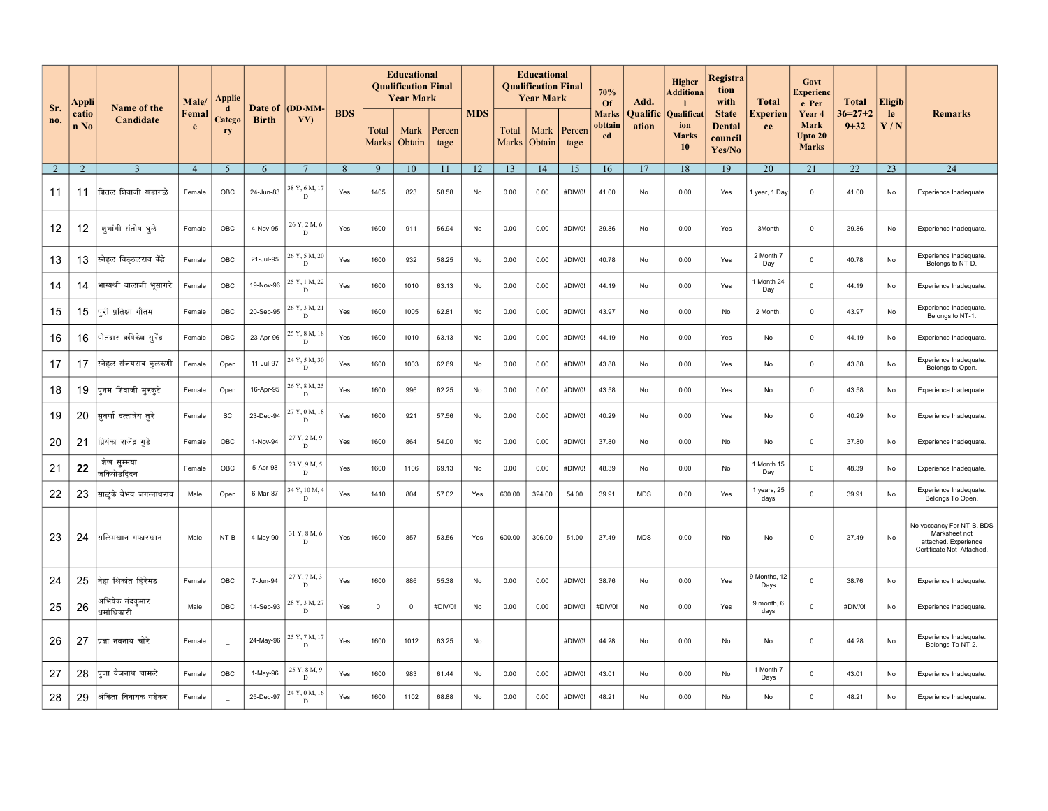| Sr. no. | Application No | Name of the Candidate | Male/ Female | Applied Category | Date of Birth | (DD-MM-YY) | BDS | Educational Qualification Final Year Mark | | | MDS | Educational Qualification Final Year Mark | | | 70% Of Marks obttained | Add. Qualification | Higher Additional Qualification Marks 10 | Registration with State Dental council Yes/No | Total Experience | Govt Experience Per Year 4 Mark Upto 20 Marks | Total 36=27+29+32 | Eligible Y / N | Remarks |
|---|---|---|---|---|---|---|---|---|---|---|---|---|---|---|---|---|---|---|---|---|---|---|---|
| | | | | | | | | Total Marks | Mark Obtain | Percentage | | Total Marks | Mark Obtain | Percentage | | | | | | | | | |
| 2 | 2 | 3 | 4 | 5 | 6 | 7 | 8 | 9 | 10 | 11 | 12 | 13 | 14 | 15 | 16 | 17 | 18 | 19 | 20 | 21 | 22 | 23 | 24 |
| 11 | 11 | शितल शिवाजी खंडागळे | Female | OBC | 24-Jun-83 | 38 Y, 6 M, 17 D | Yes | 1405 | 823 | 58.58 | No | 0.00 | 0.00 | #DIV/0! | 41.00 | No | 0.00 | Yes | 1 year, 1 Day | 0 | 41.00 | No | Experience Inadequate. |
| 12 | 12 | शुभांगी संतोष चुले | Female | OBC | 4-Nov-95 | 26 Y, 2 M, 6 D | Yes | 1600 | 911 | 56.94 | No | 0.00 | 0.00 | #DIV/0! | 39.86 | No | 0.00 | Yes | 3Month | 0 | 39.86 | No | Experience Inadequate. |
| 13 | 13 | स्नेहल विठ्ठलराव केंद्रे | Female | OBC | 21-Jul-95 | 26 Y, 5 M, 20 D | Yes | 1600 | 932 | 58.25 | No | 0.00 | 0.00 | #DIV/0! | 40.78 | No | 0.00 | Yes | 2 Month 7 Day | 0 | 40.78 | No | Experience Inadequate. Belongs to NT-D. |
| 14 | 14 | भाग्यश्री बालाजी भूसागरे | Female | OBC | 19-Nov-96 | 25 Y, 1 M, 22 D | Yes | 1600 | 1010 | 63.13 | No | 0.00 | 0.00 | #DIV/0! | 44.19 | No | 0.00 | Yes | 1 Month 24 Day | 0 | 44.19 | No | Experience Inadequate. |
| 15 | 15 | पुरी प्रतिक्षा गौतम | Female | OBC | 20-Sep-95 | 26 Y, 3 M, 21 D | Yes | 1600 | 1005 | 62.81 | No | 0.00 | 0.00 | #DIV/0! | 43.97 | No | 0.00 | No | 2 Month. | 0 | 43.97 | No | Experience Inadequate. Belongs to NT-1. |
| 16 | 16 | पोतदार ऋषिकेश सुरेंद्र | Female | OBC | 23-Apr-96 | 25 Y, 8 M, 18 D | Yes | 1600 | 1010 | 63.13 | No | 0.00 | 0.00 | #DIV/0! | 44.19 | No | 0.00 | Yes | No | 0 | 44.19 | No | Experience Inadequate. |
| 17 | 17 | स्नेहल संजयराव कुलकर्णी | Female | Open | 11-Jul-97 | 24 Y, 5 M, 30 D | Yes | 1600 | 1003 | 62.69 | No | 0.00 | 0.00 | #DIV/0! | 43.88 | No | 0.00 | Yes | No | 0 | 43.88 | No | Experience Inadequate. Belongs to Open. |
| 18 | 19 | पुनम शिवाजी मुरकुटे | Female | Open | 16-Apr-95 | 26 Y, 8 M, 25 D | Yes | 1600 | 996 | 62.25 | No | 0.00 | 0.00 | #DIV/0! | 43.58 | No | 0.00 | Yes | No | 0 | 43.58 | No | Experience Inadequate. |
| 19 | 20 | सुवर्णा दत्तात्रेय तुरे | Female | SC | 23-Dec-94 | 27 Y, 0 M, 18 D | Yes | 1600 | 921 | 57.56 | No | 0.00 | 0.00 | #DIV/0! | 40.29 | No | 0.00 | Yes | No | 0 | 40.29 | No | Experience Inadequate. |
| 20 | 21 | प्रियंका राजेंद्र गुडे | Female | OBC | 1-Nov-94 | 27 Y, 2 M, 9 D | Yes | 1600 | 864 | 54.00 | No | 0.00 | 0.00 | #DIV/0! | 37.80 | No | 0.00 | No | No | 0 | 37.80 | No | Experience Inadequate. |
| 21 | **22** | शेख सुम्मया जकियोउद्दिन | Female | OBC | 5-Apr-98 | 23 Y, 9 M, 5 D | Yes | 1600 | 1106 | 69.13 | No | 0.00 | 0.00 | #DIV/0! | 48.39 | No | 0.00 | No | 1 Month 15 Day | 0 | 48.39 | No | Experience Inadequate. |
| 22 | 23 | साळुंके वैभव जगन्नाथराव | Male | Open | 6-Mar-87 | 34 Y, 10 M, 4 D | Yes | 1410 | 804 | 57.02 | Yes | 600.00 | 324.00 | 54.00 | 39.91 | MDS | 0.00 | Yes | 1 years, 25 days | 0 | 39.91 | No | Experience Inadequate. Belongs To Open. |
| 23 | 24 | सलिमखान गफारखान | Male | NT-B | 4-May-90 | 31 Y, 8 M, 6 D | Yes | 1600 | 857 | 53.56 | Yes | 600.00 | 306.00 | 51.00 | 37.49 | MDS | 0.00 | No | No | 0 | 37.49 | No | No vaccancy For NT-B. BDS Marksheet not attached.,Experience Certificate Not Attached, |
| 24 | 25 | नेहा श्रिकांत हिरेमठ | Female | OBC | 7-Jun-94 | 27 Y, 7 M, 3 D | Yes | 1600 | 886 | 55.38 | No | 0.00 | 0.00 | #DIV/0! | 38.76 | No | 0.00 | Yes | 9 Months, 12 Days | 0 | 38.76 | No | Experience Inadequate. |
| 25 | 26 | अभिषेक नंदकुमार धर्माधिकारी | Male | OBC | 14-Sep-93 | 28 Y, 3 M, 27 D | Yes | 0 | 0 | #DIV/0! | No | 0.00 | 0.00 | #DIV/0! | #DIV/0! | No | 0.00 | Yes | 9 month, 6 days | 0 | #DIV/0! | No | Experience Inadequate. |
| 26 | 27 | प्रज्ञा नवनाथ चौरे | Female | _ | 24-May-96 | 25 Y, 7 M, 17 D | Yes | 1600 | 1012 | 63.25 | No | | | #DIV/0! | 44.28 | No | 0.00 | No | No | 0 | 44.28 | No | Experience Inadequate. Belongs To NT-2. |
| 27 | 28 | पुजा वैजनाथ चामले | Female | OBC | 1-May-96 | 25 Y, 8 M, 9 D | Yes | 1600 | 983 | 61.44 | No | 0.00 | 0.00 | #DIV/0! | 43.01 | No | 0.00 | No | 1 Month 7 Days | 0 | 43.01 | No | Experience Inadequate. |
| 28 | 29 | अंकिता विनायक गडेकर | Female | _ | 25-Dec-97 | 24 Y, 0 M, 16 D | Yes | 1600 | 1102 | 68.88 | No | 0.00 | 0.00 | #DIV/0! | 48.21 | No | 0.00 | No | No | 0 | 48.21 | No | Experience Inadequate. |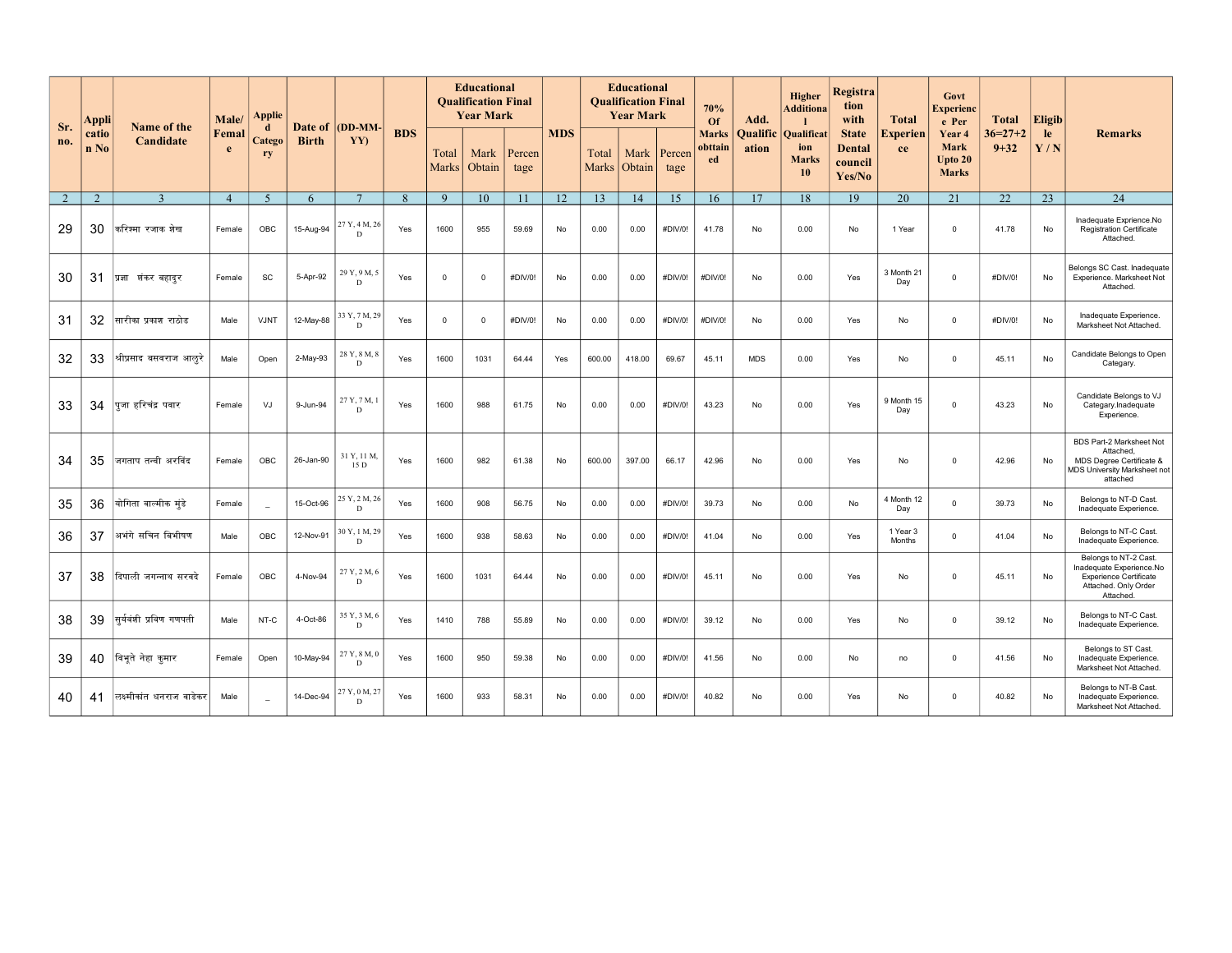| Sr. no. | Application No | Name of the Candidate | Male/ Female | Applied Category | Date of Birth | (DD-MM-YY) | BDS | Educational Qualification Final Year Mark | | | MDS | Educational Qualification Final Year Mark | | | 70% Of Marks obtained | Add. Qualification | Higher Additional Qualification Marks 10 | Registration with State Dental council Yes/No | Total Experience | Govt Experience Per Year 4 Mark Upto 20 Marks | Total 36=27+29+32 | Eligible Y / N | Remarks |
|---|---|---|---|---|---|---|---|---|---|---|---|---|---|---|---|---|---|---|---|---|---|---|---|
| | | | | | | | | Total Marks | Mark Obtain | Percentage | | Total Marks | Mark Obtain | Percentage | | | | | | | | | |
| 2 | 2 | 3 | 4 | 5 | 6 | 7 | 8 | 9 | 10 | 11 | 12 | 13 | 14 | 15 | 16 | 17 | 18 | 19 | 20 | 21 | 22 | 23 | 24 |
| 29 | 30 | करिश्मा रजाक शेख | Female | OBC | 15-Aug-94 | 27 Y, 4 M, 26 D | Yes | 1600 | 955 | 59.69 | No | 0.00 | 0.00 | #DIV/0! | 41.78 | No | 0.00 | No | 1 Year | 0 | 41.78 | No | Inadequate Exprience.No Registration Certificate Attached. |
| 30 | 31 | प्रज्ञा शंकर बहादुर | Female | SC | 5-Apr-92 | 29 Y, 9 M, 5 D | Yes | 0 | 0 | #DIV/0! | No | 0.00 | 0.00 | #DIV/0! | #DIV/0! | No | 0.00 | Yes | 3 Month 21 Day | 0 | #DIV/0! | No | Belongs SC Cast. Inadequate Experience. Marksheet Not Attached. |
| 31 | 32 | सारीका प्रकाश राठोड | Male | VJNT | 12-May-88 | 33 Y, 7 M, 29 D | Yes | 0 | 0 | #DIV/0! | No | 0.00 | 0.00 | #DIV/0! | #DIV/0! | No | 0.00 | Yes | No | 0 | #DIV/0! | No | Inadequate Experience. Marksheet Not Attached. |
| 32 | 33 | श्रीप्रसाद बसवराज आलुरे | Male | Open | 2-May-93 | 28 Y, 8 M, 8 D | Yes | 1600 | 1031 | 64.44 | Yes | 600.00 | 418.00 | 69.67 | 45.11 | MDS | 0.00 | Yes | No | 0 | 45.11 | No | Candidate Belongs to Open Category. |
| 33 | 34 | पुजा हरिचंद्र पवार | Female | VJ | 9-Jun-94 | 27 Y, 7 M, 1 D | Yes | 1600 | 988 | 61.75 | No | 0.00 | 0.00 | #DIV/0! | 43.23 | No | 0.00 | Yes | 9 Month 15 Day | 0 | 43.23 | No | Candidate Belongs to VJ Categary.Inadequate Experience. |
| 34 | 35 | जगताप तन्वी अरविंद | Female | OBC | 26-Jan-90 | 31 Y, 11 M, 15 D | Yes | 1600 | 982 | 61.38 | No | 600.00 | 397.00 | 66.17 | 42.96 | No | 0.00 | Yes | No | 0 | 42.96 | No | BDS Part-2 Marksheet Not Attached, MDS Degree Certificate & MDS University Marksheet not attached |
| 35 | 36 | योगिता वाल्मीक मुंडे | Female | _ | 15-Oct-96 | 25 Y, 2 M, 26 D | Yes | 1600 | 908 | 56.75 | No | 0.00 | 0.00 | #DIV/0! | 39.73 | No | 0.00 | No | 4 Month 12 Day | 0 | 39.73 | No | Belongs to NT-D Cast. Inadequate Experience. |
| 36 | 37 | अभंगे सचिन बिभीषण | Male | OBC | 12-Nov-91 | 30 Y, 1 M, 29 D | Yes | 1600 | 938 | 58.63 | No | 0.00 | 0.00 | #DIV/0! | 41.04 | No | 0.00 | Yes | 1 Year 3 Months | 0 | 41.04 | No | Belongs to NT-C Cast. Inadequate Experience. |
| 37 | 38 | दिपाली जगन्नाथ सरवदे | Female | OBC | 4-Nov-94 | 27 Y, 2 M, 6 D | Yes | 1600 | 1031 | 64.44 | No | 0.00 | 0.00 | #DIV/0! | 45.11 | No | 0.00 | Yes | No | 0 | 45.11 | No | Belongs to NT-2 Cast. Inadequate Experience.No Experience Certificate Attached. Only Order Attached. |
| 38 | 39 | सुर्यवंशी प्रविण गणपती | Male | NT-C | 4-Oct-86 | 35 Y, 3 M, 6 D | Yes | 1410 | 788 | 55.89 | No | 0.00 | 0.00 | #DIV/0! | 39.12 | No | 0.00 | Yes | No | 0 | 39.12 | No | Belongs to NT-C Cast. Inadequate Experience. |
| 39 | 40 | विभूते नेहा कुमार | Female | Open | 10-May-94 | 27 Y, 8 M, 0 D | Yes | 1600 | 950 | 59.38 | No | 0.00 | 0.00 | #DIV/0! | 41.56 | No | 0.00 | No | no | 0 | 41.56 | No | Belongs to ST Cast. Inadequate Experience. Marksheet Not Attached. |
| 40 | 41 | लक्ष्मीकांत धनराज वाडेकर | Male | _ | 14-Dec-94 | 27 Y, 0 M, 27 D | Yes | 1600 | 933 | 58.31 | No | 0.00 | 0.00 | #DIV/0! | 40.82 | No | 0.00 | Yes | No | 0 | 40.82 | No | Belongs to NT-B Cast. Inadequate Experience. Marksheet Not Attached. |